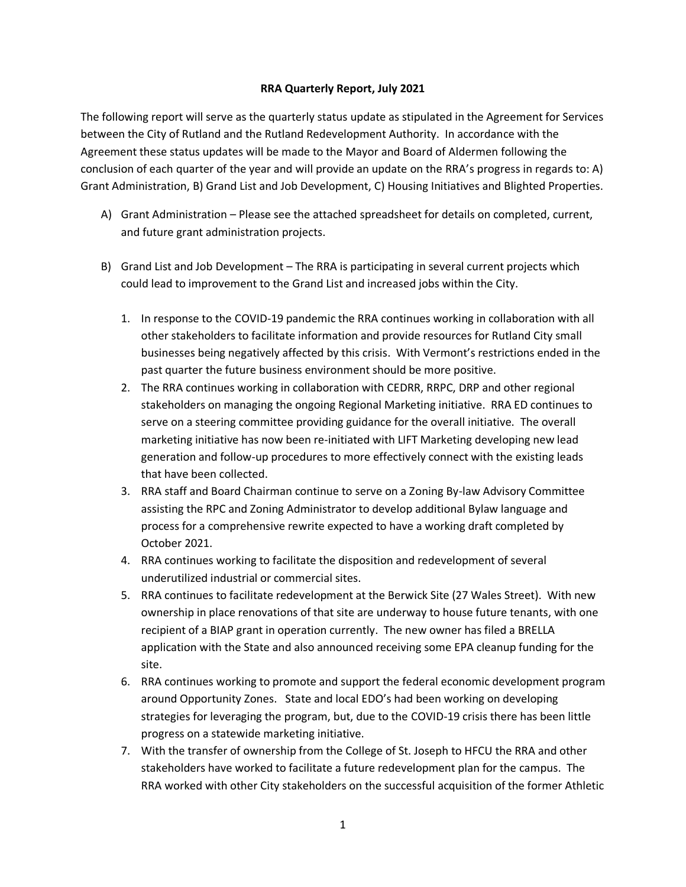**RRA Quarterly Report, July 2021**

The following report will serve as the quarterly status update as stipulated in the Agreement for Services between the City of Rutland and the Rutland Redevelopment Authority. In accordance with the Agreement these status updates will be made to the Mayor and Board of Aldermen following the conclusion of each quarter of the year and will provide an update on the RRA's progress in regards to: A) Grant Administration, B) Grand List and Job Development, C) Housing Initiatives and Blighted Properties.

A) Grant Administration – Please see the attached spreadsheet for details on completed, current, and future grant administration projects.

B) Grand List and Job Development – The RRA is participating in several current projects which could lead to improvement to the Grand List and increased jobs within the City.

1. In response to the COVID-19 pandemic the RRA continues working in collaboration with all other stakeholders to facilitate information and provide resources for Rutland City small businesses being negatively affected by this crisis. With Vermont's restrictions ended in the past quarter the future business environment should be more positive.
2. The RRA continues working in collaboration with CEDRR, RRPC, DRP and other regional stakeholders on managing the ongoing Regional Marketing initiative. RRA ED continues to serve on a steering committee providing guidance for the overall initiative. The overall marketing initiative has now been re-initiated with LIFT Marketing developing new lead generation and follow-up procedures to more effectively connect with the existing leads that have been collected.
3. RRA staff and Board Chairman continue to serve on a Zoning By-law Advisory Committee assisting the RPC and Zoning Administrator to develop additional Bylaw language and process for a comprehensive rewrite expected to have a working draft completed by October 2021.
4. RRA continues working to facilitate the disposition and redevelopment of several underutilized industrial or commercial sites.
5. RRA continues to facilitate redevelopment at the Berwick Site (27 Wales Street). With new ownership in place renovations of that site are underway to house future tenants, with one recipient of a BIAP grant in operation currently. The new owner has filed a BRELLA application with the State and also announced receiving some EPA cleanup funding for the site.
6. RRA continues working to promote and support the federal economic development program around Opportunity Zones. State and local EDO's had been working on developing strategies for leveraging the program, but, due to the COVID-19 crisis there has been little progress on a statewide marketing initiative.
7. With the transfer of ownership from the College of St. Joseph to HFCU the RRA and other stakeholders have worked to facilitate a future redevelopment plan for the campus. The RRA worked with other City stakeholders on the successful acquisition of the former Athletic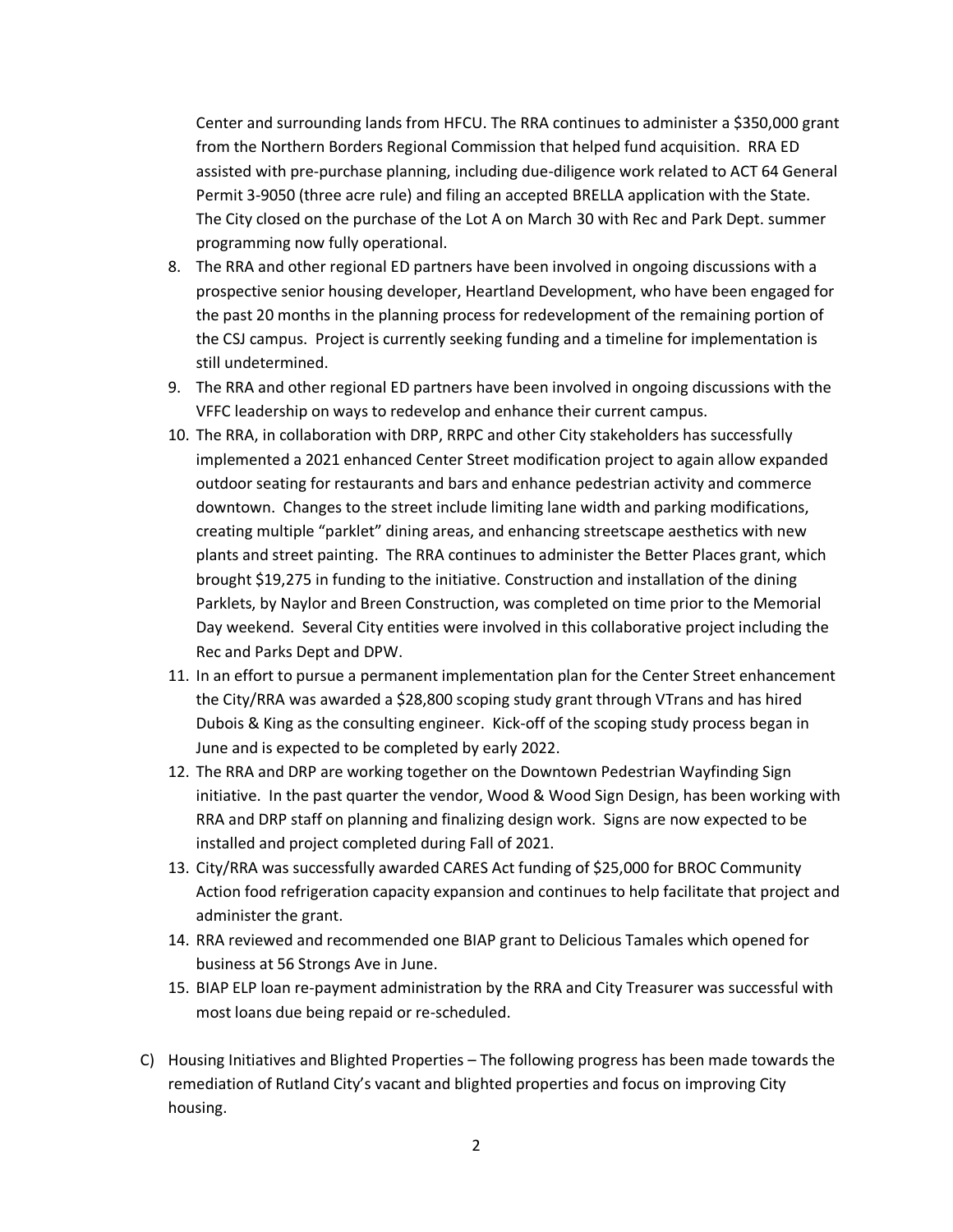Center and surrounding lands from HFCU. The RRA continues to administer a $350,000 grant from the Northern Borders Regional Commission that helped fund acquisition. RRA ED assisted with pre-purchase planning, including due-diligence work related to ACT 64 General Permit 3-9050 (three acre rule) and filing an accepted BRELLA application with the State. The City closed on the purchase of the Lot A on March 30 with Rec and Park Dept. summer programming now fully operational.

8. The RRA and other regional ED partners have been involved in ongoing discussions with a prospective senior housing developer, Heartland Development, who have been engaged for the past 20 months in the planning process for redevelopment of the remaining portion of the CSJ campus. Project is currently seeking funding and a timeline for implementation is still undetermined.
9. The RRA and other regional ED partners have been involved in ongoing discussions with the VFFC leadership on ways to redevelop and enhance their current campus.
10. The RRA, in collaboration with DRP, RRPC and other City stakeholders has successfully implemented a 2021 enhanced Center Street modification project to again allow expanded outdoor seating for restaurants and bars and enhance pedestrian activity and commerce downtown. Changes to the street include limiting lane width and parking modifications, creating multiple "parklet" dining areas, and enhancing streetscape aesthetics with new plants and street painting. The RRA continues to administer the Better Places grant, which brought $19,275 in funding to the initiative. Construction and installation of the dining Parklets, by Naylor and Breen Construction, was completed on time prior to the Memorial Day weekend. Several City entities were involved in this collaborative project including the Rec and Parks Dept and DPW.
11. In an effort to pursue a permanent implementation plan for the Center Street enhancement the City/RRA was awarded a $28,800 scoping study grant through VTrans and has hired Dubois & King as the consulting engineer. Kick-off of the scoping study process began in June and is expected to be completed by early 2022.
12. The RRA and DRP are working together on the Downtown Pedestrian Wayfinding Sign initiative. In the past quarter the vendor, Wood & Wood Sign Design, has been working with RRA and DRP staff on planning and finalizing design work. Signs are now expected to be installed and project completed during Fall of 2021.
13. City/RRA was successfully awarded CARES Act funding of $25,000 for BROC Community Action food refrigeration capacity expansion and continues to help facilitate that project and administer the grant.
14. RRA reviewed and recommended one BIAP grant to Delicious Tamales which opened for business at 56 Strongs Ave in June.
15. BIAP ELP loan re-payment administration by the RRA and City Treasurer was successful with most loans due being repaid or re-scheduled.

C) Housing Initiatives and Blighted Properties – The following progress has been made towards the remediation of Rutland City's vacant and blighted properties and focus on improving City housing.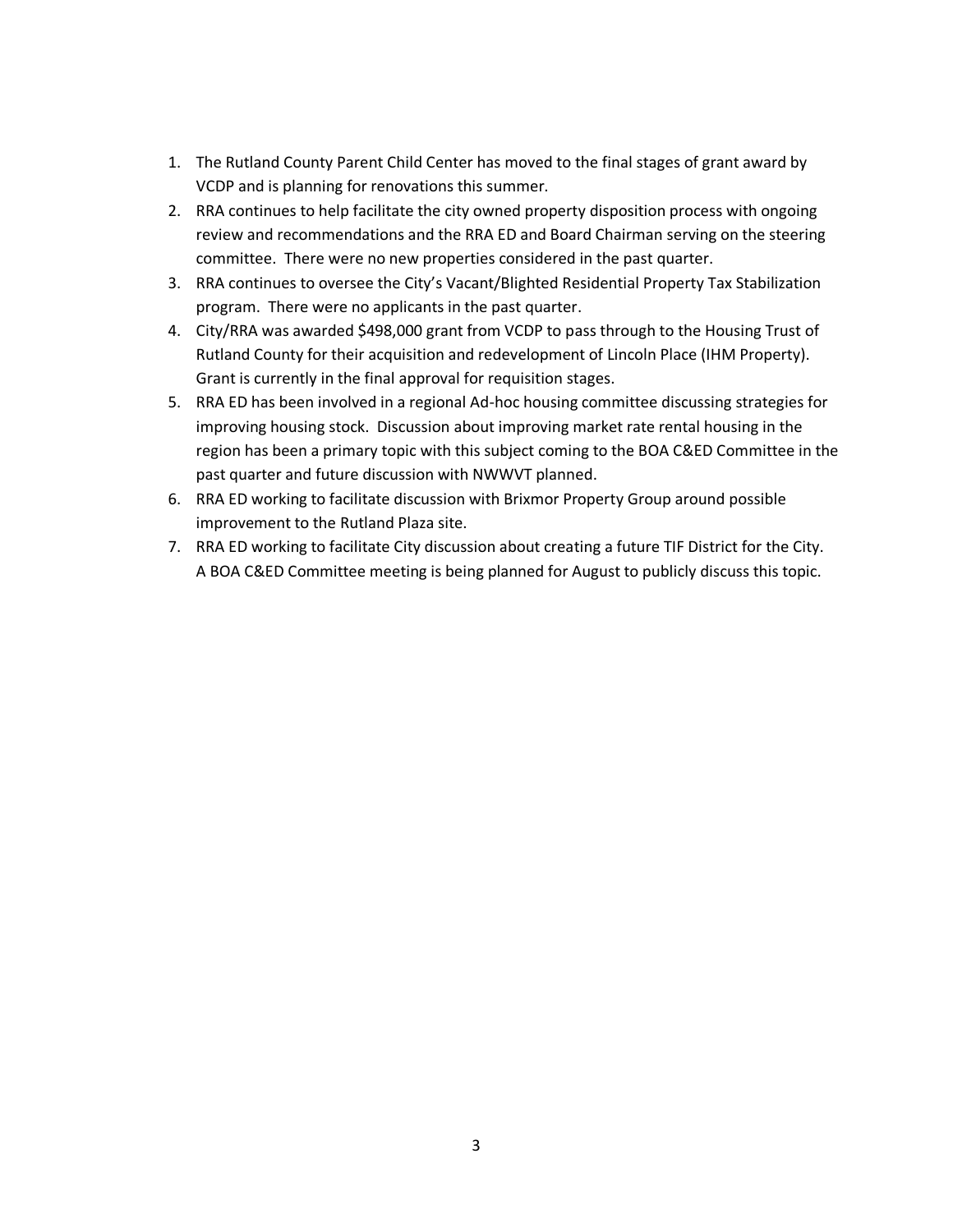1. The Rutland County Parent Child Center has moved to the final stages of grant award by VCDP and is planning for renovations this summer.
2. RRA continues to help facilitate the city owned property disposition process with ongoing review and recommendations and the RRA ED and Board Chairman serving on the steering committee. There were no new properties considered in the past quarter.
3. RRA continues to oversee the City's Vacant/Blighted Residential Property Tax Stabilization program. There were no applicants in the past quarter.
4. City/RRA was awarded $498,000 grant from VCDP to pass through to the Housing Trust of Rutland County for their acquisition and redevelopment of Lincoln Place (IHM Property). Grant is currently in the final approval for requisition stages.
5. RRA ED has been involved in a regional Ad-hoc housing committee discussing strategies for improving housing stock. Discussion about improving market rate rental housing in the region has been a primary topic with this subject coming to the BOA C&ED Committee in the past quarter and future discussion with NWWVT planned.
6. RRA ED working to facilitate discussion with Brixmor Property Group around possible improvement to the Rutland Plaza site.
7. RRA ED working to facilitate City discussion about creating a future TIF District for the City. A BOA C&ED Committee meeting is being planned for August to publicly discuss this topic.